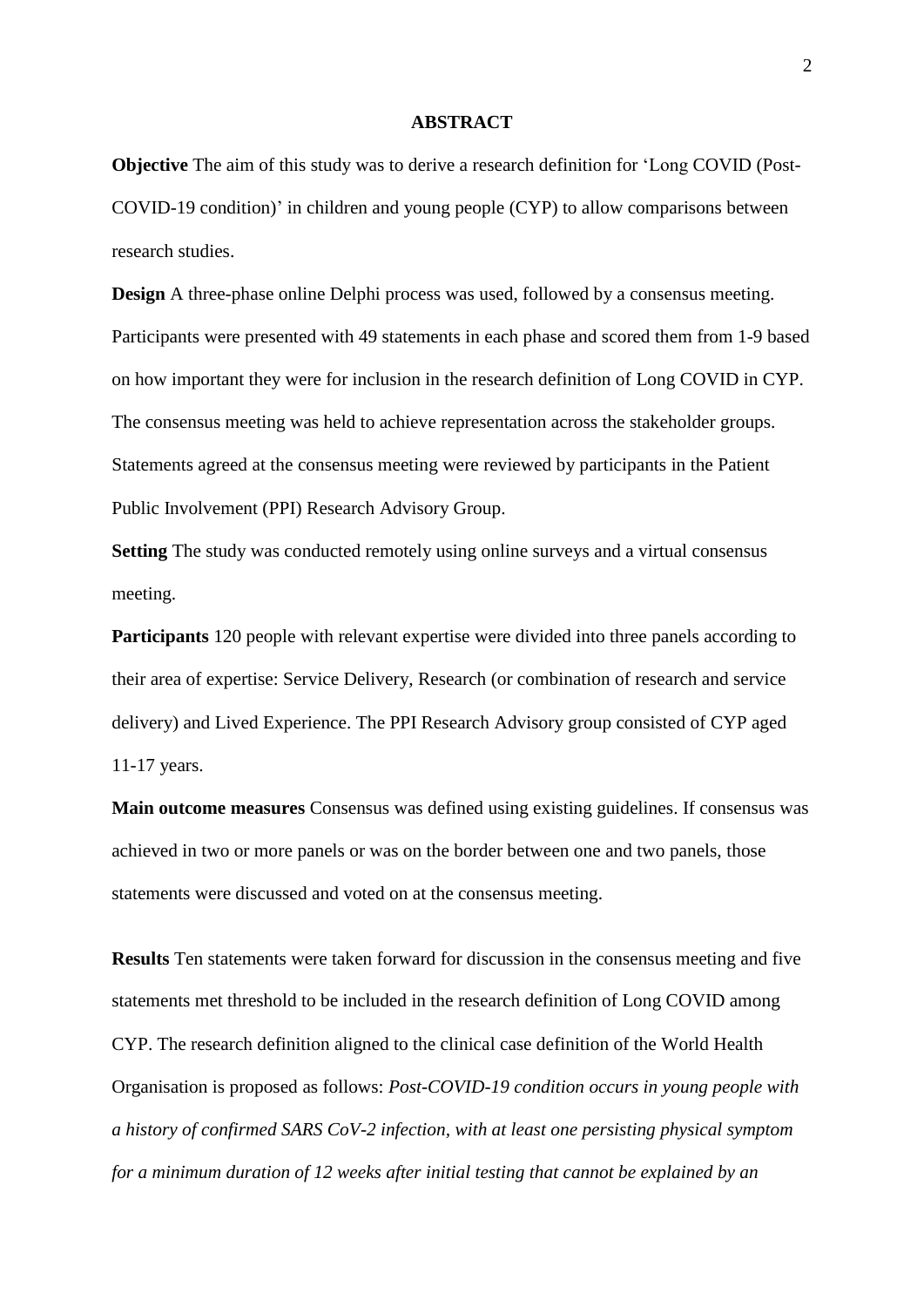## ABSTRACT

**Objective** The aim of this study was to derive a research definition for 'Long COVID (Post-COVID-19 condition)' in children and young people (CYP) to allow comparisons between research studies.

**Design** A three-phase online Delphi process was used, followed by a consensus meeting. Participants were presented with 49 statements in each phase and scored them from 1-9 based on how important they were for inclusion in the research definition of Long COVID in CYP. The consensus meeting was held to achieve representation across the stakeholder groups. Statements agreed at the consensus meeting were reviewed by participants in the Patient Public Involvement (PPI) Research Advisory Group.

**Setting** The study was conducted remotely using online surveys and a virtual consensus meeting.

**Participants** 120 people with relevant expertise were divided into three panels according to their area of expertise: Service Delivery, Research (or combination of research and service delivery) and Lived Experience. The PPI Research Advisory group consisted of CYP aged 11-17 years.

**Main outcome measures** Consensus was defined using existing guidelines. If consensus was achieved in two or more panels or was on the border between one and two panels, those statements were discussed and voted on at the consensus meeting.

**Results** Ten statements were taken forward for discussion in the consensus meeting and five statements met threshold to be included in the research definition of Long COVID among CYP. The research definition aligned to the clinical case definition of the World Health Organisation is proposed as follows: *Post-COVID-19 condition occurs in young people with a history of confirmed SARS CoV-2 infection, with at least one persisting physical symptom for a minimum duration of 12 weeks after initial testing that cannot be explained by an*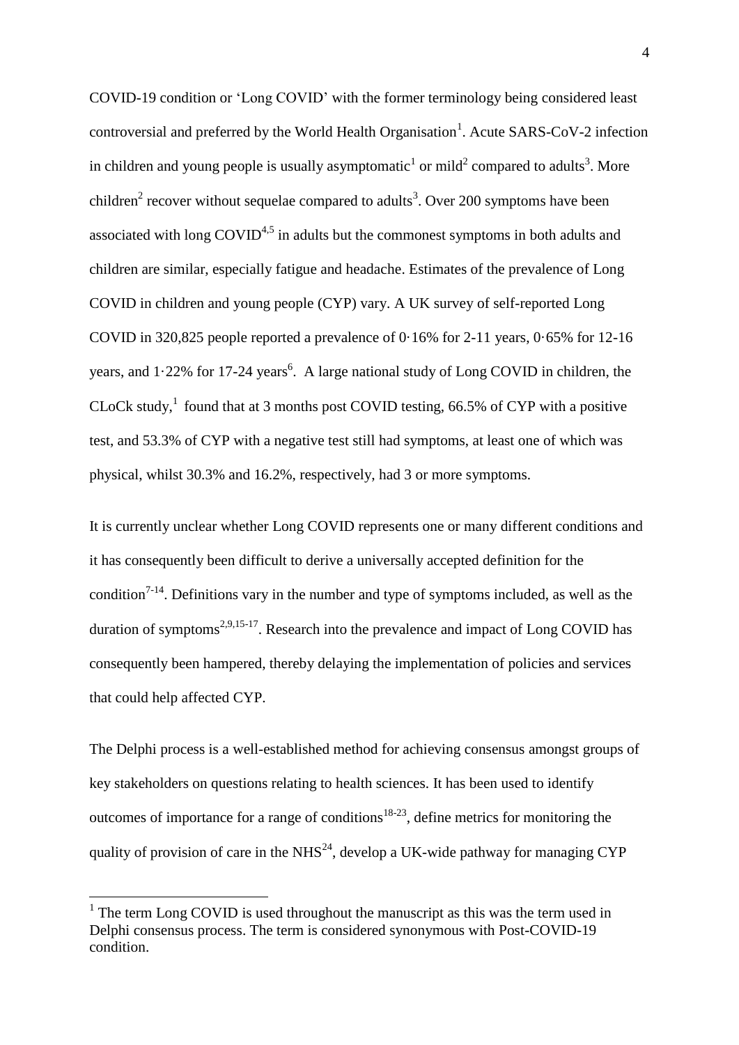COVID-19 condition or 'Long COVID' with the former terminology being considered least controversial and preferred by the World Health Organisation[1]. Acute SARS-CoV-2 infection in children and young people is usually asymptomatic[1] or mild[2] compared to adults[3]. More children[2] recover without sequelae compared to adults[3]. Over 200 symptoms have been associated with long COVID[4,5] in adults but the commonest symptoms in both adults and children are similar, especially fatigue and headache. Estimates of the prevalence of Long COVID in children and young people (CYP) vary. A UK survey of self-reported Long COVID in 320,825 people reported a prevalence of 0·16% for 2-11 years, 0·65% for 12-16 years, and 1·22% for 17-24 years[6]. A large national study of Long COVID in children, the CLoCk study,[1] found that at 3 months post COVID testing, 66.5% of CYP with a positive test, and 53.3% of CYP with a negative test still had symptoms, at least one of which was physical, whilst 30.3% and 16.2%, respectively, had 3 or more symptoms.

It is currently unclear whether Long COVID represents one or many different conditions and it has consequently been difficult to derive a universally accepted definition for the condition[7-14]. Definitions vary in the number and type of symptoms included, as well as the duration of symptoms[2,9,15-17]. Research into the prevalence and impact of Long COVID has consequently been hampered, thereby delaying the implementation of policies and services that could help affected CYP.

The Delphi process is a well-established method for achieving consensus amongst groups of key stakeholders on questions relating to health sciences. It has been used to identify outcomes of importance for a range of conditions[18-23], define metrics for monitoring the quality of provision of care in the NHS[24], develop a UK-wide pathway for managing CYP

[1] The term Long COVID is used throughout the manuscript as this was the term used in Delphi consensus process. The term is considered synonymous with Post-COVID-19 condition.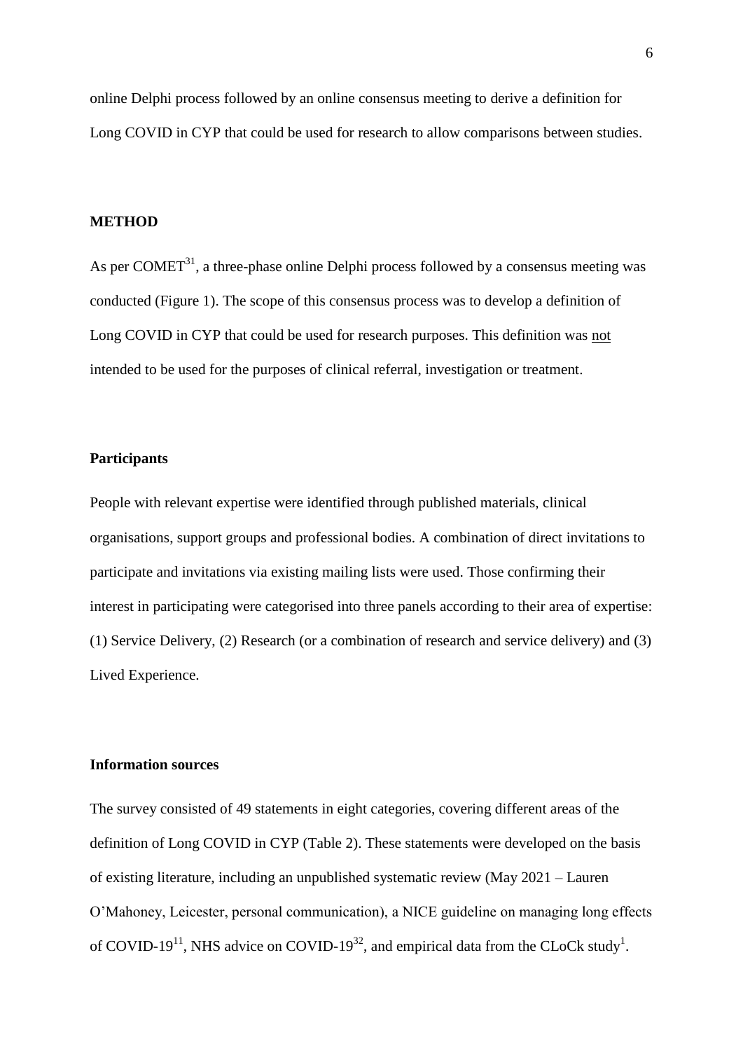online Delphi process followed by an online consensus meeting to derive a definition for Long COVID in CYP that could be used for research to allow comparisons between studies.

## METHOD

As per COMET[31], a three-phase online Delphi process followed by a consensus meeting was conducted (Figure 1). The scope of this consensus process was to develop a definition of Long COVID in CYP that could be used for research purposes. This definition was <u>not</u> intended to be used for the purposes of clinical referral, investigation or treatment.

### Participants

People with relevant expertise were identified through published materials, clinical organisations, support groups and professional bodies. A combination of direct invitations to participate and invitations via existing mailing lists were used. Those confirming their interest in participating were categorised into three panels according to their area of expertise: (1) Service Delivery, (2) Research (or a combination of research and service delivery) and (3) Lived Experience.

### Information sources

The survey consisted of 49 statements in eight categories, covering different areas of the definition of Long COVID in CYP (Table 2). These statements were developed on the basis of existing literature, including an unpublished systematic review (May 2021 – Lauren O'Mahoney, Leicester, personal communication), a NICE guideline on managing long effects of COVID-19[11], NHS advice on COVID-19[32], and empirical data from the CLoCk study[1].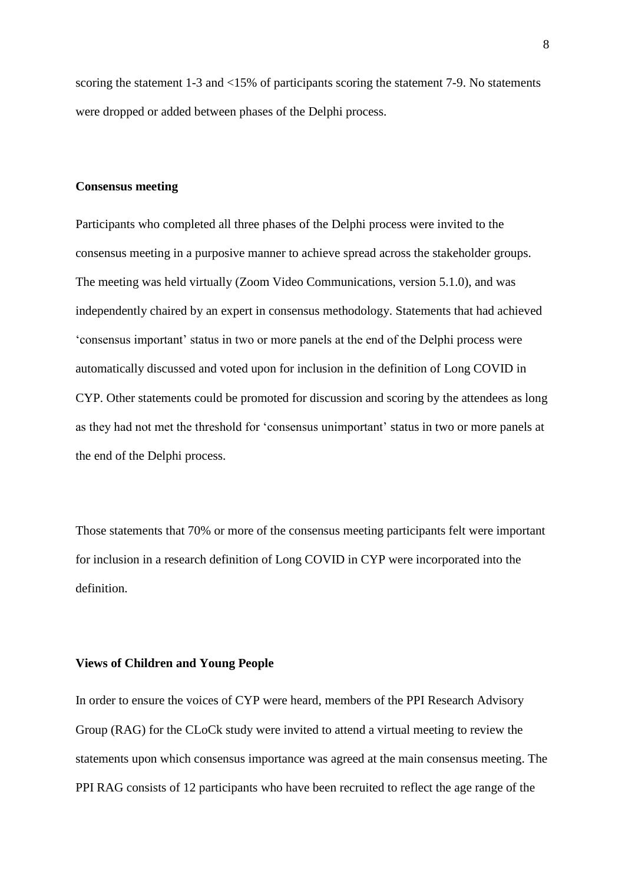scoring the statement 1-3 and <15% of participants scoring the statement 7-9. No statements were dropped or added between phases of the Delphi process.

**Consensus meeting**

Participants who completed all three phases of the Delphi process were invited to the consensus meeting in a purposive manner to achieve spread across the stakeholder groups. The meeting was held virtually (Zoom Video Communications, version 5.1.0), and was independently chaired by an expert in consensus methodology. Statements that had achieved 'consensus important' status in two or more panels at the end of the Delphi process were automatically discussed and voted upon for inclusion in the definition of Long COVID in CYP. Other statements could be promoted for discussion and scoring by the attendees as long as they had not met the threshold for 'consensus unimportant' status in two or more panels at the end of the Delphi process.

Those statements that 70% or more of the consensus meeting participants felt were important for inclusion in a research definition of Long COVID in CYP were incorporated into the definition.

**Views of Children and Young People**

In order to ensure the voices of CYP were heard, members of the PPI Research Advisory Group (RAG) for the CLoCk study were invited to attend a virtual meeting to review the statements upon which consensus importance was agreed at the main consensus meeting. The PPI RAG consists of 12 participants who have been recruited to reflect the age range of the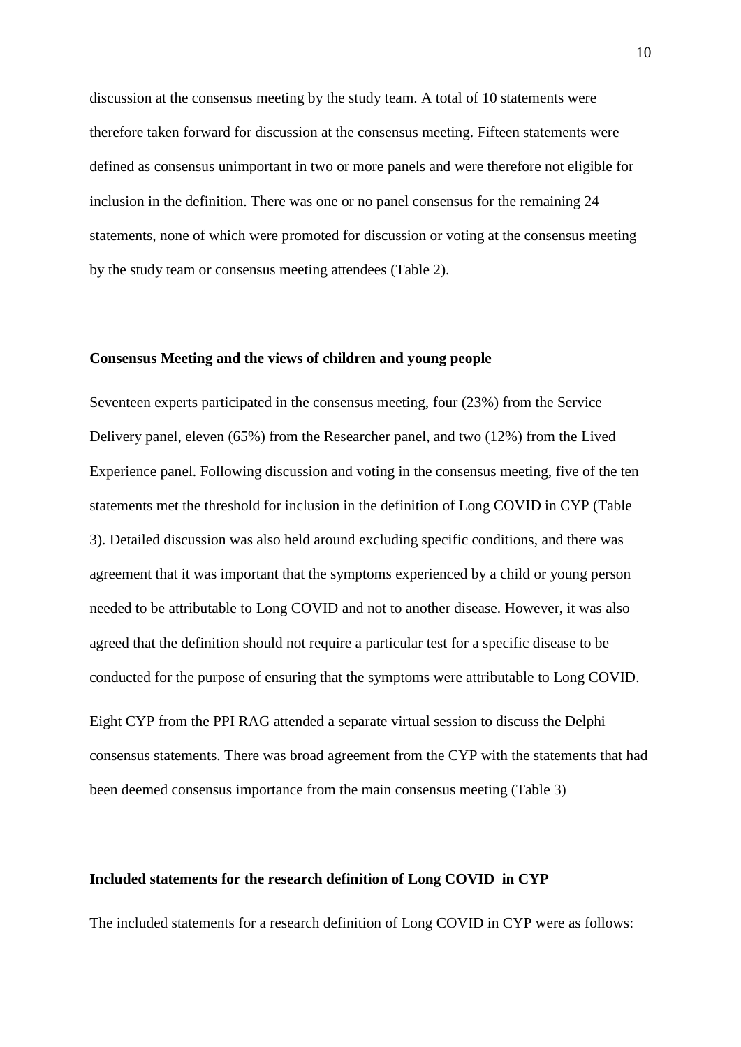discussion at the consensus meeting by the study team. A total of 10 statements were therefore taken forward for discussion at the consensus meeting. Fifteen statements were defined as consensus unimportant in two or more panels and were therefore not eligible for inclusion in the definition. There was one or no panel consensus for the remaining 24 statements, none of which were promoted for discussion or voting at the consensus meeting by the study team or consensus meeting attendees (Table 2).

### Consensus Meeting and the views of children and young people

Seventeen experts participated in the consensus meeting, four (23%) from the Service Delivery panel, eleven (65%) from the Researcher panel, and two (12%) from the Lived Experience panel. Following discussion and voting in the consensus meeting, five of the ten statements met the threshold for inclusion in the definition of Long COVID in CYP (Table 3). Detailed discussion was also held around excluding specific conditions, and there was agreement that it was important that the symptoms experienced by a child or young person needed to be attributable to Long COVID and not to another disease. However, it was also agreed that the definition should not require a particular test for a specific disease to be conducted for the purpose of ensuring that the symptoms were attributable to Long COVID.

Eight CYP from the PPI RAG attended a separate virtual session to discuss the Delphi consensus statements. There was broad agreement from the CYP with the statements that had been deemed consensus importance from the main consensus meeting (Table 3)

### Included statements for the research definition of Long COVID in CYP

The included statements for a research definition of Long COVID in CYP were as follows: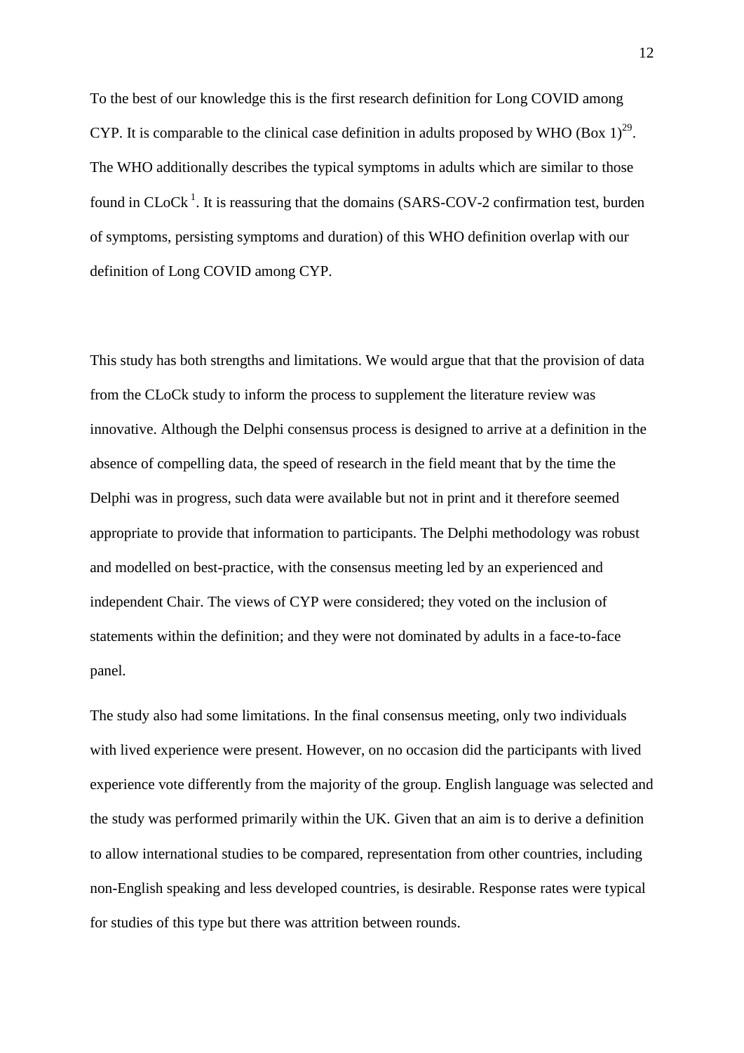To the best of our knowledge this is the first research definition for Long COVID among CYP. It is comparable to the clinical case definition in adults proposed by WHO (Box 1)[29]. The WHO additionally describes the typical symptoms in adults which are similar to those found in CLoCk [1]. It is reassuring that the domains (SARS-COV-2 confirmation test, burden of symptoms, persisting symptoms and duration) of this WHO definition overlap with our definition of Long COVID among CYP.

This study has both strengths and limitations. We would argue that that the provision of data from the CLoCk study to inform the process to supplement the literature review was innovative. Although the Delphi consensus process is designed to arrive at a definition in the absence of compelling data, the speed of research in the field meant that by the time the Delphi was in progress, such data were available but not in print and it therefore seemed appropriate to provide that information to participants. The Delphi methodology was robust and modelled on best-practice, with the consensus meeting led by an experienced and independent Chair. The views of CYP were considered; they voted on the inclusion of statements within the definition; and they were not dominated by adults in a face-to-face panel.

The study also had some limitations. In the final consensus meeting, only two individuals with lived experience were present. However, on no occasion did the participants with lived experience vote differently from the majority of the group. English language was selected and the study was performed primarily within the UK. Given that an aim is to derive a definition to allow international studies to be compared, representation from other countries, including non-English speaking and less developed countries, is desirable. Response rates were typical for studies of this type but there was attrition between rounds.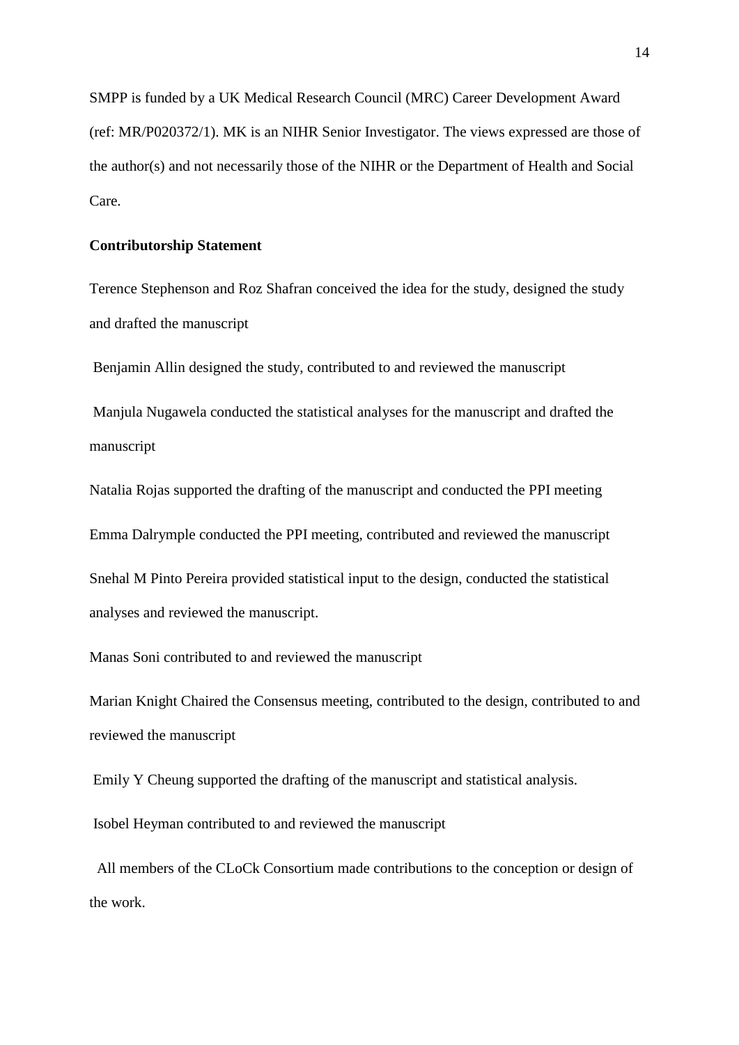SMPP is funded by a UK Medical Research Council (MRC) Career Development Award (ref: MR/P020372/1). MK is an NIHR Senior Investigator. The views expressed are those of the author(s) and not necessarily those of the NIHR or the Department of Health and Social Care.

**Contributorship Statement**

Terence Stephenson and Roz Shafran conceived the idea for the study, designed the study and drafted the manuscript

Benjamin Allin designed the study, contributed to and reviewed the manuscript

Manjula Nugawela conducted the statistical analyses for the manuscript and drafted the manuscript

Natalia Rojas supported the drafting of the manuscript and conducted the PPI meeting

Emma Dalrymple conducted the PPI meeting, contributed and reviewed the manuscript

Snehal M Pinto Pereira provided statistical input to the design, conducted the statistical analyses and reviewed the manuscript.

Manas Soni contributed to and reviewed the manuscript

Marian Knight Chaired the Consensus meeting, contributed to the design, contributed to and reviewed the manuscript

Emily Y Cheung supported the drafting of the manuscript and statistical analysis.

Isobel Heyman contributed to and reviewed the manuscript

All members of the CLoCk Consortium made contributions to the conception or design of the work.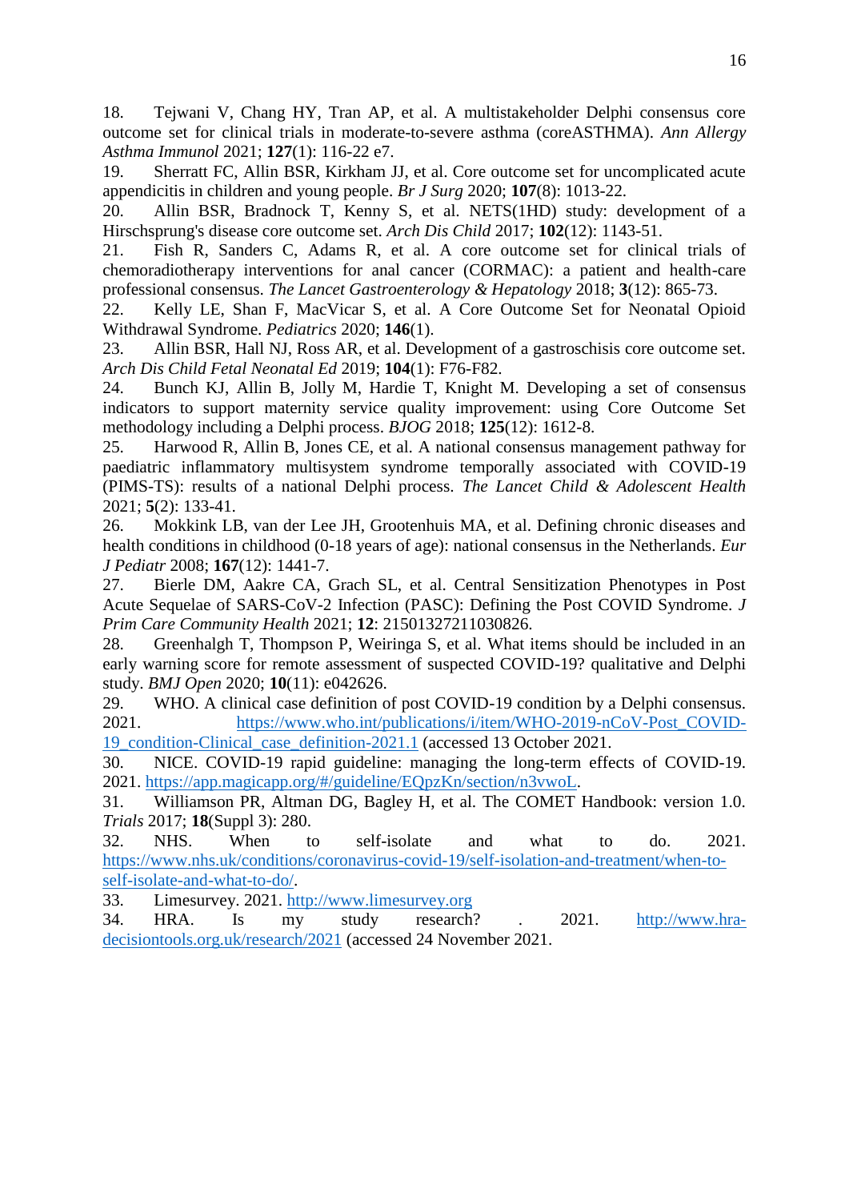18. Tejwani V, Chang HY, Tran AP, et al. A multistakeholder Delphi consensus core outcome set for clinical trials in moderate-to-severe asthma (coreASTHMA). *Ann Allergy Asthma Immunol* 2021; **127**(1): 116-22 e7.
19. Sherratt FC, Allin BSR, Kirkham JJ, et al. Core outcome set for uncomplicated acute appendicitis in children and young people. *Br J Surg* 2020; **107**(8): 1013-22.
20. Allin BSR, Bradnock T, Kenny S, et al. NETS(1HD) study: development of a Hirschsprung's disease core outcome set. *Arch Dis Child* 2017; **102**(12): 1143-51.
21. Fish R, Sanders C, Adams R, et al. A core outcome set for clinical trials of chemoradiotherapy interventions for anal cancer (CORMAC): a patient and health-care professional consensus. *The Lancet Gastroenterology & Hepatology* 2018; **3**(12): 865-73.
22. Kelly LE, Shan F, MacVicar S, et al. A Core Outcome Set for Neonatal Opioid Withdrawal Syndrome. *Pediatrics* 2020; **146**(1).
23. Allin BSR, Hall NJ, Ross AR, et al. Development of a gastroschisis core outcome set. *Arch Dis Child Fetal Neonatal Ed* 2019; **104**(1): F76-F82.
24. Bunch KJ, Allin B, Jolly M, Hardie T, Knight M. Developing a set of consensus indicators to support maternity service quality improvement: using Core Outcome Set methodology including a Delphi process. *BJOG* 2018; **125**(12): 1612-8.
25. Harwood R, Allin B, Jones CE, et al. A national consensus management pathway for paediatric inflammatory multisystem syndrome temporally associated with COVID-19 (PIMS-TS): results of a national Delphi process. *The Lancet Child & Adolescent Health* 2021; **5**(2): 133-41.
26. Mokkink LB, van der Lee JH, Grootenhuis MA, et al. Defining chronic diseases and health conditions in childhood (0-18 years of age): national consensus in the Netherlands. *Eur J Pediatr* 2008; **167**(12): 1441-7.
27. Bierle DM, Aakre CA, Grach SL, et al. Central Sensitization Phenotypes in Post Acute Sequelae of SARS-CoV-2 Infection (PASC): Defining the Post COVID Syndrome. *J Prim Care Community Health* 2021; **12**: 21501327211030826.
28. Greenhalgh T, Thompson P, Weiringa S, et al. What items should be included in an early warning score for remote assessment of suspected COVID-19? qualitative and Delphi study. *BMJ Open* 2020; **10**(11): e042626.
29. WHO. A clinical case definition of post COVID-19 condition by a Delphi consensus. 2021. https://www.who.int/publications/i/item/WHO-2019-nCoV-Post_COVID-19_condition-Clinical_case_definition-2021.1 (accessed 13 October 2021.
30. NICE. COVID-19 rapid guideline: managing the long-term effects of COVID-19. 2021. https://app.magicapp.org/#/guideline/EQpzKn/section/n3vwoL.
31. Williamson PR, Altman DG, Bagley H, et al. The COMET Handbook: version 1.0. *Trials* 2017; **18**(Suppl 3): 280.
32. NHS. When to self-isolate and what to do. 2021. https://www.nhs.uk/conditions/coronavirus-covid-19/self-isolation-and-treatment/when-to-self-isolate-and-what-to-do/.
33. Limesurvey. 2021. http://www.limesurvey.org
34. HRA. Is my study research? . 2021. http://www.hra-decisiontools.org.uk/research/2021 (accessed 24 November 2021.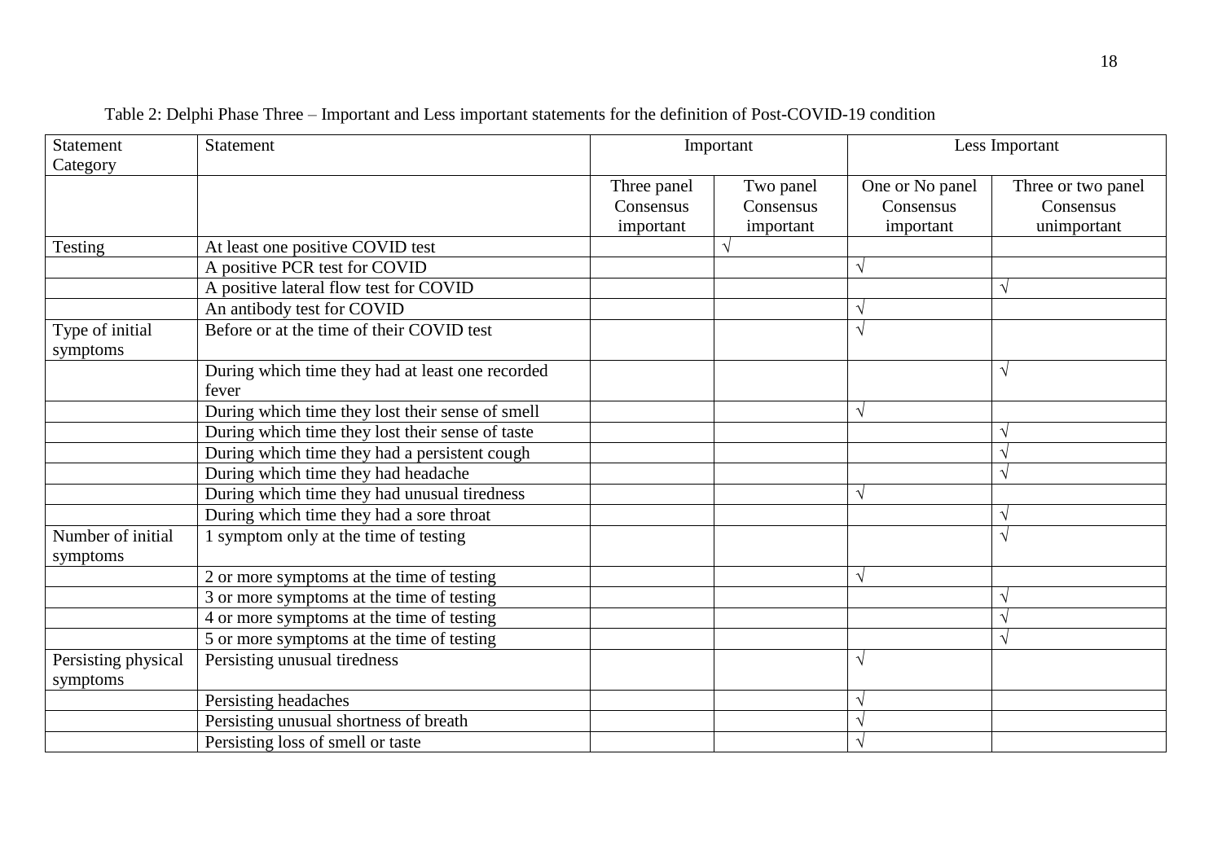Table 2: Delphi Phase Three – Important and Less important statements for the definition of Post-COVID-19 condition

| Statement Category | Statement | Important | | Less Important | |
|---|---|---|---|---|---|
| | | Three panel Consensus important | Two panel Consensus important | One or No panel Consensus important | Three or two panel Consensus unimportant |
| Testing | At least one positive COVID test | | √ | | |
| | A positive PCR test for COVID | | | √ | |
| | A positive lateral flow test for COVID | | | | √ |
| | An antibody test for COVID | | | √ | |
| Type of initial symptoms | Before or at the time of their COVID test | | | √ | |
| | During which time they had at least one recorded fever | | | | √ |
| | During which time they lost their sense of smell | | | √ | |
| | During which time they lost their sense of taste | | | | √ |
| | During which time they had a persistent cough | | | | √ |
| | During which time they had headache | | | | √ |
| | During which time they had unusual tiredness | | | √ | |
| | During which time they had a sore throat | | | | √ |
| Number of initial symptoms | 1 symptom only at the time of testing | | | | √ |
| | 2 or more symptoms at the time of testing | | | √ | |
| | 3 or more symptoms at the time of testing | | | | √ |
| | 4 or more symptoms at the time of testing | | | | √ |
| | 5 or more symptoms at the time of testing | | | | √ |
| Persisting physical symptoms | Persisting unusual tiredness | | | √ | |
| | Persisting headaches | | | √ | |
| | Persisting unusual shortness of breath | | | √ | |
| | Persisting loss of smell or taste | | | √ | |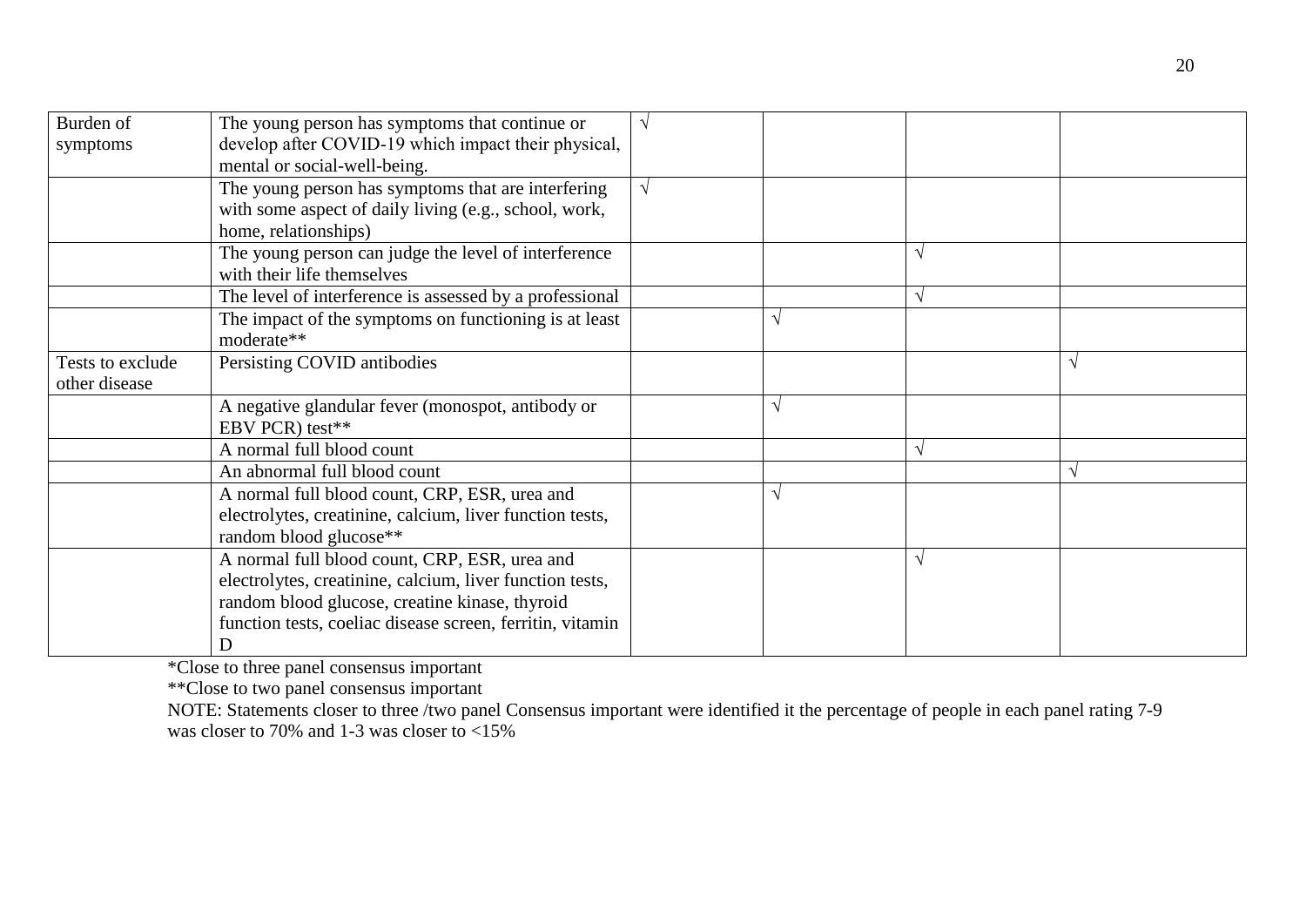| | | | | | |
|---|---|---|---|---|---|
| Burden of symptoms | The young person has symptoms that continue or develop after COVID-19 which impact their physical, mental or social-well-being. | √ | | | |
| | The young person has symptoms that are interfering with some aspect of daily living (e.g., school, work, home, relationships) | √ | | | |
| | The young person can judge the level of interference with their life themselves | | | √ | |
| | The level of interference is assessed by a professional | | | √ | |
| | The impact of the symptoms on functioning is at least moderate** | | √ | | |
| Tests to exclude other disease | Persisting COVID antibodies | | | | √ |
| | A negative glandular fever (monospot, antibody or EBV PCR) test** | | √ | | |
| | A normal full blood count | | | √ | |
| | An abnormal full blood count | | | | √ |
| | A normal full blood count, CRP, ESR, urea and electrolytes, creatinine, calcium, liver function tests, random blood glucose** | | √ | | |
| | A normal full blood count, CRP, ESR, urea and electrolytes, creatinine, calcium, liver function tests, random blood glucose, creatine kinase, thyroid function tests, coeliac disease screen, ferritin, vitamin D | | | √ | |

*Close to three panel consensus important

**Close to two panel consensus important

NOTE: Statements closer to three /two panel Consensus important were identified it the percentage of people in each panel rating 7-9 was closer to 70% and 1-3 was closer to <15%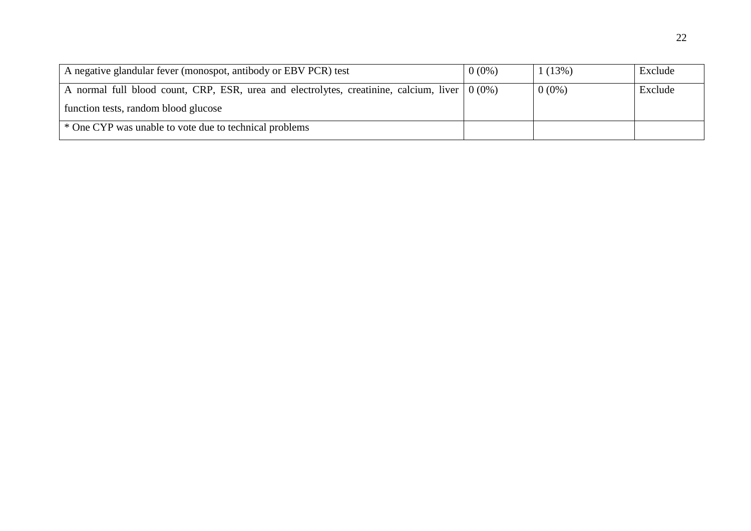| | | | |
|---|---|---|---|
| A negative glandular fever (monospot, antibody or EBV PCR) test | 0 (0%) | 1 (13%) | Exclude |
| A normal full blood count, CRP, ESR, urea and electrolytes, creatinine, calcium, liver function tests, random blood glucose | 0 (0%) | 0 (0%) | Exclude |
| * One CYP was unable to vote due to technical problems | | | |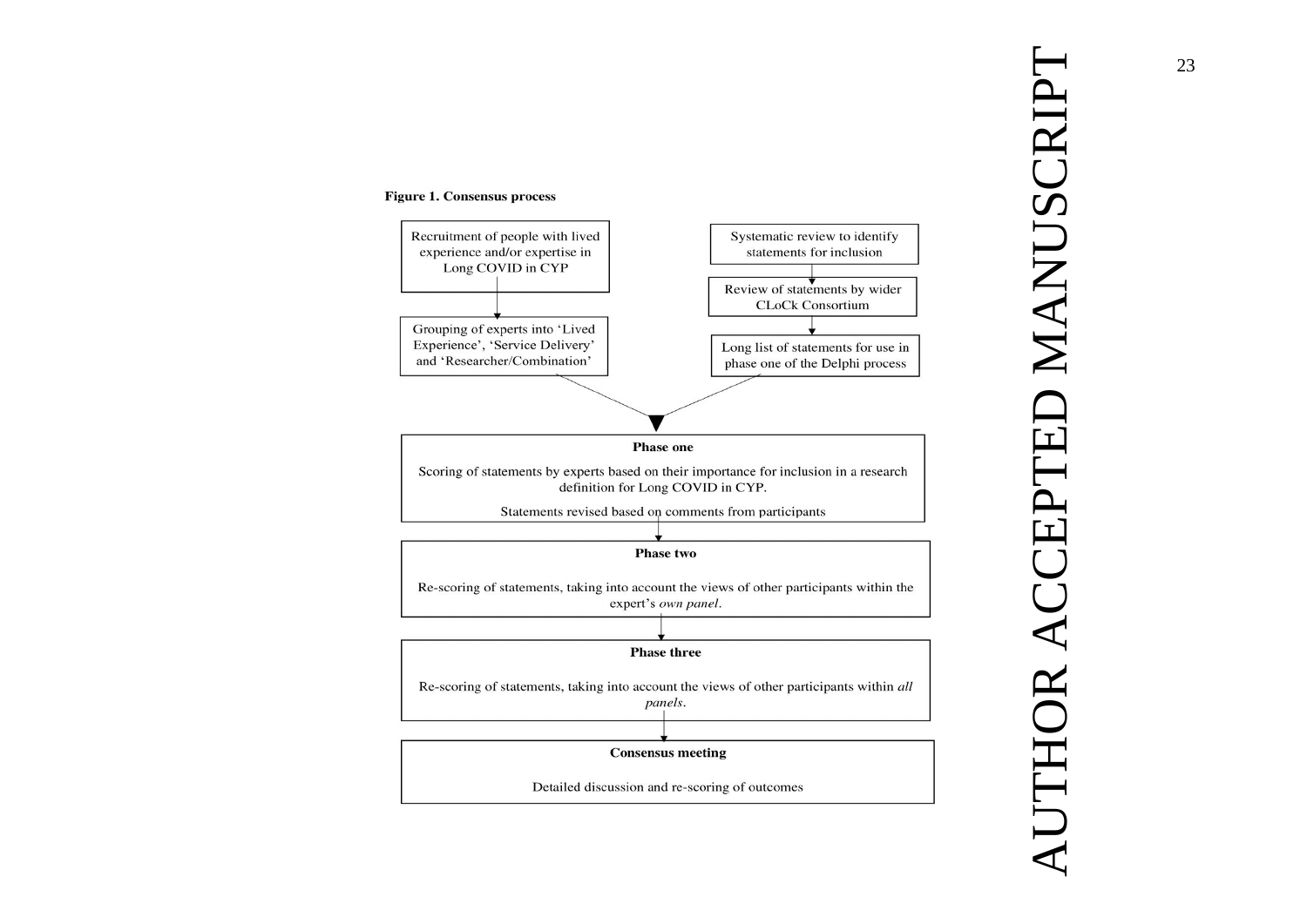**Figure 1. Consensus process**

Recruitment of people with lived experience and/or expertise in Long COVID in CYP

Grouping of experts into 'Lived Experience', 'Service Delivery' and 'Researcher/Combination'

Systematic review to identify statements for inclusion

Review of statements by wider CLoCk Consortium

Long list of statements for use in phase one of the Delphi process

**Phase one**

Scoring of statements by experts based on their importance for inclusion in a research definition for Long COVID in CYP.

Statements revised based on comments from participants

**Phase two**

Re-scoring of statements, taking into account the views of other participants within the expert's *own panel*.

**Phase three**

Re-scoring of statements, taking into account the views of other participants within *all panels*.

**Consensus meeting**

Detailed discussion and re-scoring of outcomes